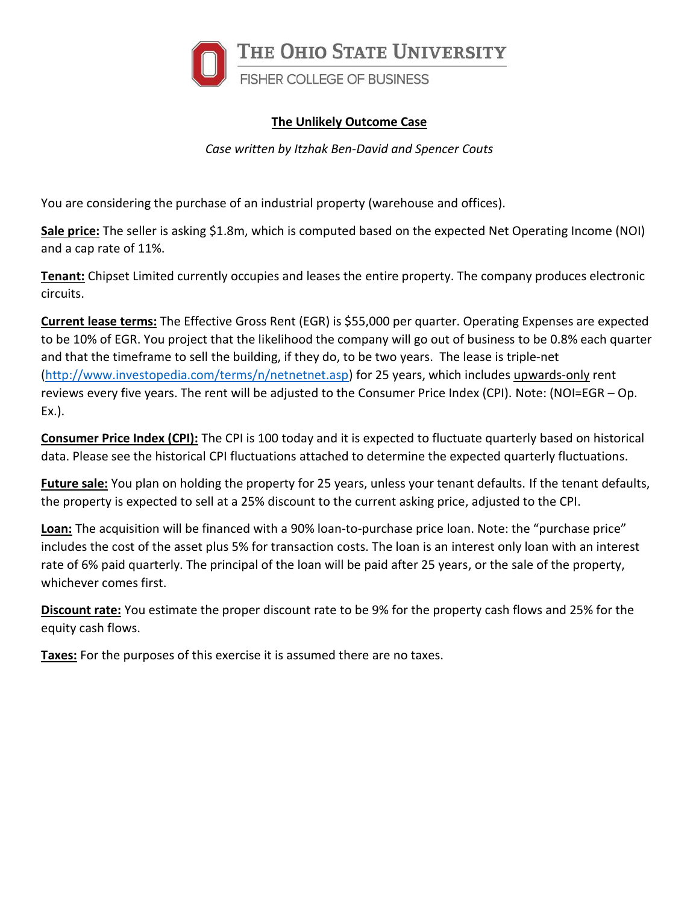THE OHIO STATE UNIVERSITY
FISHER COLLEGE OF BUSINESS

# The Unlikely Outcome Case

*Case written by Itzhak Ben-David and Spencer Couts*

You are considering the purchase of an industrial property (warehouse and offices).

**Sale price:** The seller is asking $1.8m, which is computed based on the expected Net Operating Income (NOI) and a cap rate of 11%.

**Tenant:** Chipset Limited currently occupies and leases the entire property. The company produces electronic circuits.

**Current lease terms:** The Effective Gross Rent (EGR) is $55,000 per quarter. Operating Expenses are expected to be 10% of EGR. You project that the likelihood the company will go out of business to be 0.8% each quarter and that the timeframe to sell the building, if they do, to be two years. The lease is triple-net (http://www.investopedia.com/terms/n/netnetnet.asp) for 25 years, which includes upwards-only rent reviews every five years. The rent will be adjusted to the Consumer Price Index (CPI). Note: (NOI=EGR – Op. Ex.).

**Consumer Price Index (CPI):** The CPI is 100 today and it is expected to fluctuate quarterly based on historical data. Please see the historical CPI fluctuations attached to determine the expected quarterly fluctuations.

**Future sale:** You plan on holding the property for 25 years, unless your tenant defaults. If the tenant defaults, the property is expected to sell at a 25% discount to the current asking price, adjusted to the CPI.

**Loan:** The acquisition will be financed with a 90% loan-to-purchase price loan. Note: the "purchase price" includes the cost of the asset plus 5% for transaction costs. The loan is an interest only loan with an interest rate of 6% paid quarterly. The principal of the loan will be paid after 25 years, or the sale of the property, whichever comes first.

**Discount rate:** You estimate the proper discount rate to be 9% for the property cash flows and 25% for the equity cash flows.

**Taxes:** For the purposes of this exercise it is assumed there are no taxes.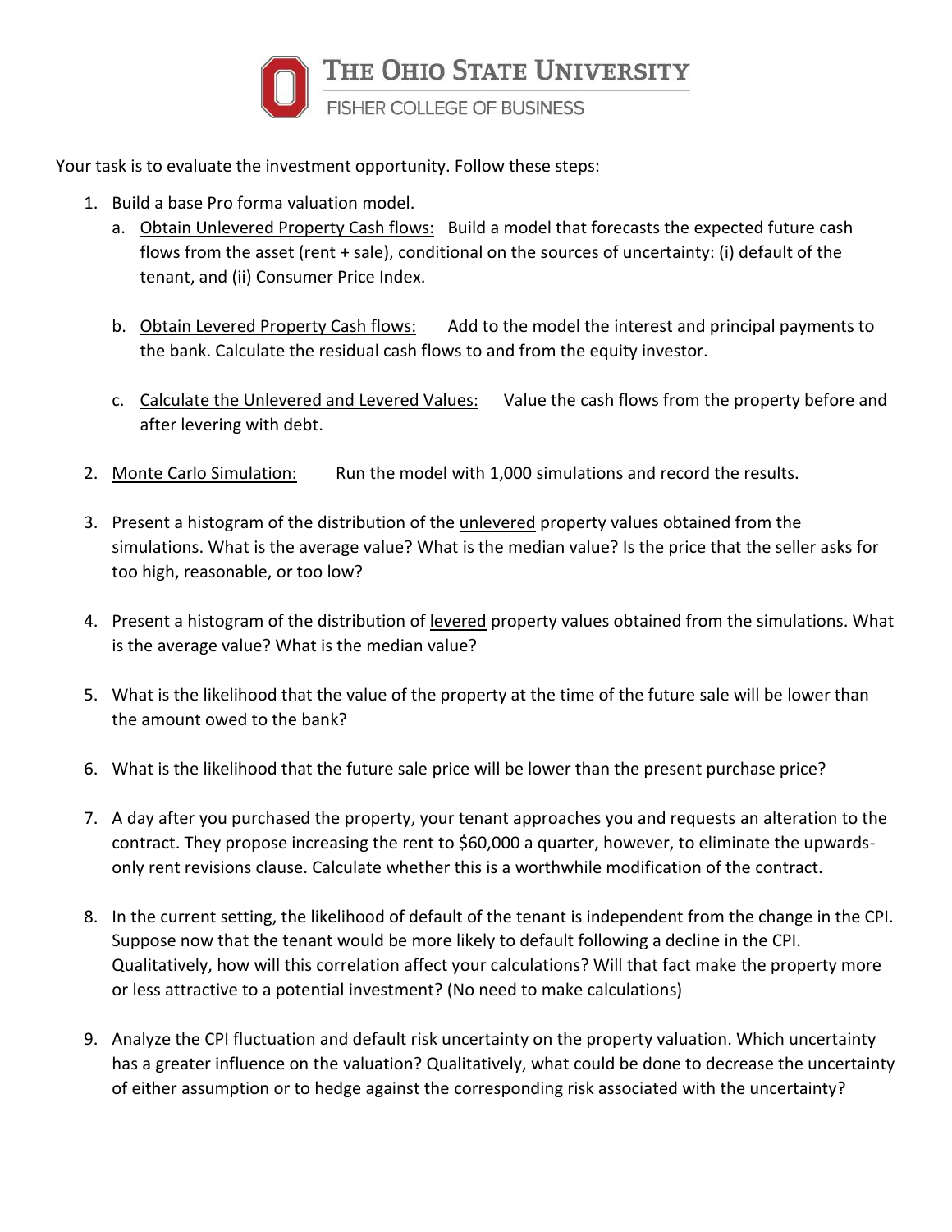Your task is to evaluate the investment opportunity. Follow these steps:

1. Build a base Pro forma valuation model.
   a. Obtain Unlevered Property Cash flows: Build a model that forecasts the expected future cash flows from the asset (rent + sale), conditional on the sources of uncertainty: (i) default of the tenant, and (ii) Consumer Price Index.

   b. Obtain Levered Property Cash flows: Add to the model the interest and principal payments to the bank. Calculate the residual cash flows to and from the equity investor.

   c. Calculate the Unlevered and Levered Values: Value the cash flows from the property before and after levering with debt.

2. Monte Carlo Simulation: Run the model with 1,000 simulations and record the results.

3. Present a histogram of the distribution of the unlevered property values obtained from the simulations. What is the average value? What is the median value? Is the price that the seller asks for too high, reasonable, or too low?

4. Present a histogram of the distribution of levered property values obtained from the simulations. What is the average value? What is the median value?

5. What is the likelihood that the value of the property at the time of the future sale will be lower than the amount owed to the bank?

6. What is the likelihood that the future sale price will be lower than the present purchase price?

7. A day after you purchased the property, your tenant approaches you and requests an alteration to the contract. They propose increasing the rent to $60,000 a quarter, however, to eliminate the upwards-only rent revisions clause. Calculate whether this is a worthwhile modification of the contract.

8. In the current setting, the likelihood of default of the tenant is independent from the change in the CPI. Suppose now that the tenant would be more likely to default following a decline in the CPI. Qualitatively, how will this correlation affect your calculations? Will that fact make the property more or less attractive to a potential investment? (No need to make calculations)

9. Analyze the CPI fluctuation and default risk uncertainty on the property valuation. Which uncertainty has a greater influence on the valuation? Qualitatively, what could be done to decrease the uncertainty of either assumption or to hedge against the corresponding risk associated with the uncertainty?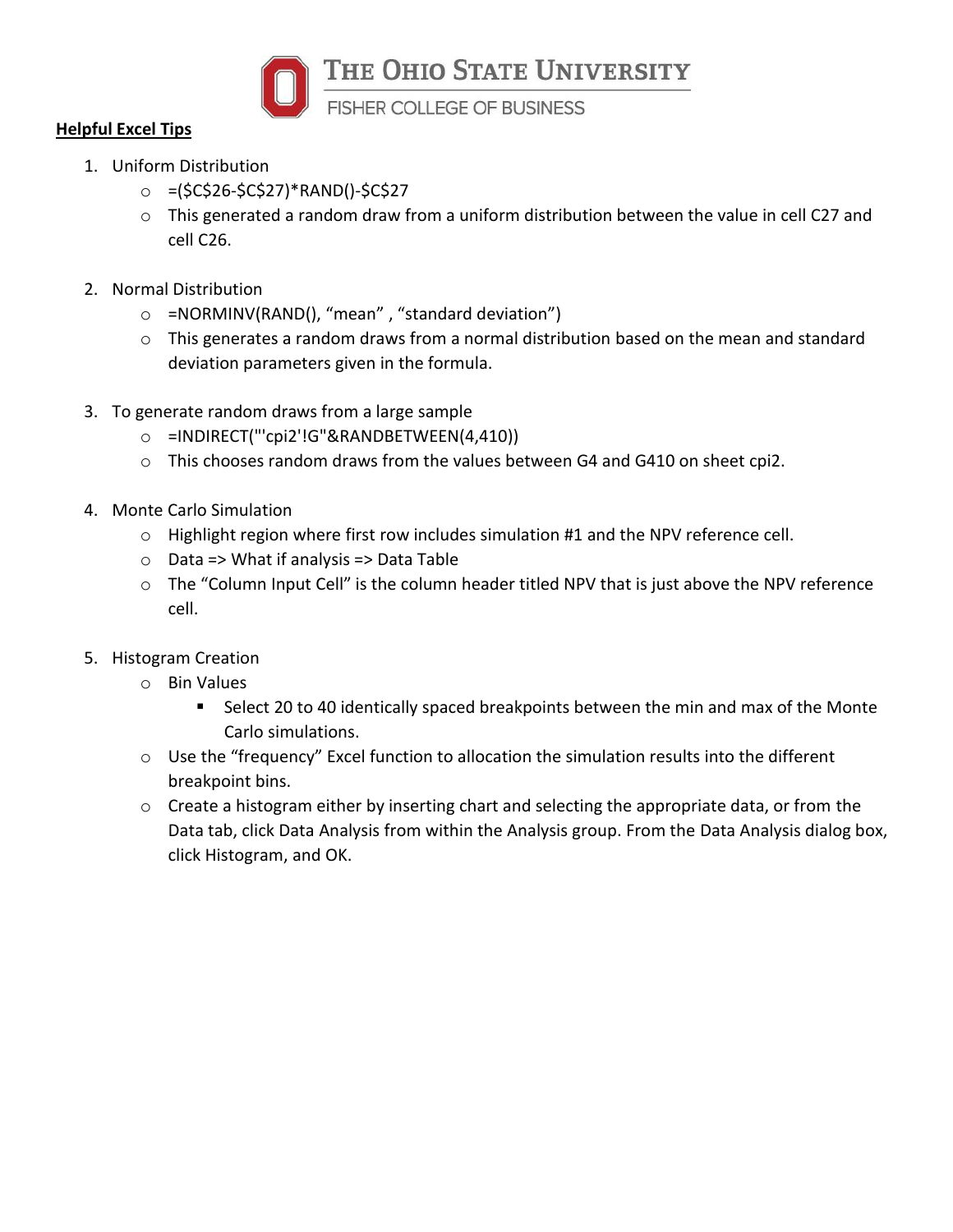**Helpful Excel Tips**

1. Uniform Distribution
   - =($C$26-$C$27)*RAND()-$C$27
   - This generated a random draw from a uniform distribution between the value in cell C27 and cell C26.

2. Normal Distribution
   - =NORMINV(RAND(), “mean” , “standard deviation”)
   - This generates a random draws from a normal distribution based on the mean and standard deviation parameters given in the formula.

3. To generate random draws from a large sample
   - =INDIRECT("'cpi2'!G"&RANDBETWEEN(4,410))
   - This chooses random draws from the values between G4 and G410 on sheet cpi2.

4. Monte Carlo Simulation
   - Highlight region where first row includes simulation #1 and the NPV reference cell.
   - Data => What if analysis => Data Table
   - The “Column Input Cell” is the column header titled NPV that is just above the NPV reference cell.

5. Histogram Creation
   - Bin Values
     - Select 20 to 40 identically spaced breakpoints between the min and max of the Monte Carlo simulations.
   - Use the “frequency” Excel function to allocation the simulation results into the different breakpoint bins.
   - Create a histogram either by inserting chart and selecting the appropriate data, or from the Data tab, click Data Analysis from within the Analysis group. From the Data Analysis dialog box, click Histogram, and OK.